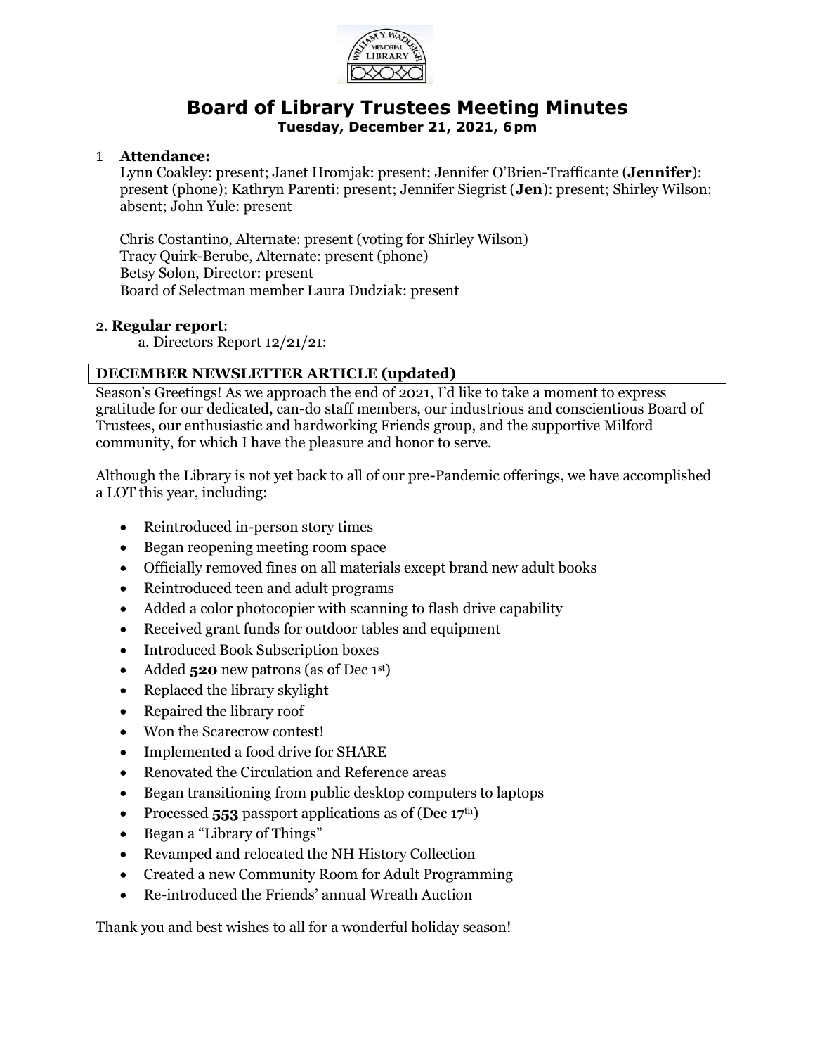# Board of Library Trustees Meeting Minutes

**Tuesday, December 21, 2021, 6 pm**

1 **Attendance:**

Lynn Coakley: present; Janet Hromjak: present; Jennifer O'Brien-Trafficante (**Jennifer**): present (phone); Kathryn Parenti: present; Jennifer Siegrist (**Jen**): present; Shirley Wilson: absent; John Yule: present

Chris Costantino, Alternate: present (voting for Shirley Wilson)
Tracy Quirk-Berube, Alternate: present (phone)
Betsy Solon, Director: present
Board of Selectman member Laura Dudziak: present

2. **Regular report**:

a. Directors Report 12/21/21:

**DECEMBER NEWSLETTER ARTICLE (updated)**

Season's Greetings! As we approach the end of 2021, I'd like to take a moment to express gratitude for our dedicated, can-do staff members, our industrious and conscientious Board of Trustees, our enthusiastic and hardworking Friends group, and the supportive Milford community, for which I have the pleasure and honor to serve.

Although the Library is not yet back to all of our pre-Pandemic offerings, we have accomplished a LOT this year, including:

- Reintroduced in-person story times
- Began reopening meeting room space
- Officially removed fines on all materials except brand new adult books
- Reintroduced teen and adult programs
- Added a color photocopier with scanning to flash drive capability
- Received grant funds for outdoor tables and equipment
- Introduced Book Subscription boxes
- Added **520** new patrons (as of Dec 1st)
- Replaced the library skylight
- Repaired the library roof
- Won the Scarecrow contest!
- Implemented a food drive for SHARE
- Renovated the Circulation and Reference areas
- Began transitioning from public desktop computers to laptops
- Processed **553** passport applications as of (Dec 17th)
- Began a "Library of Things"
- Revamped and relocated the NH History Collection
- Created a new Community Room for Adult Programming
- Re-introduced the Friends' annual Wreath Auction

Thank you and best wishes to all for a wonderful holiday season!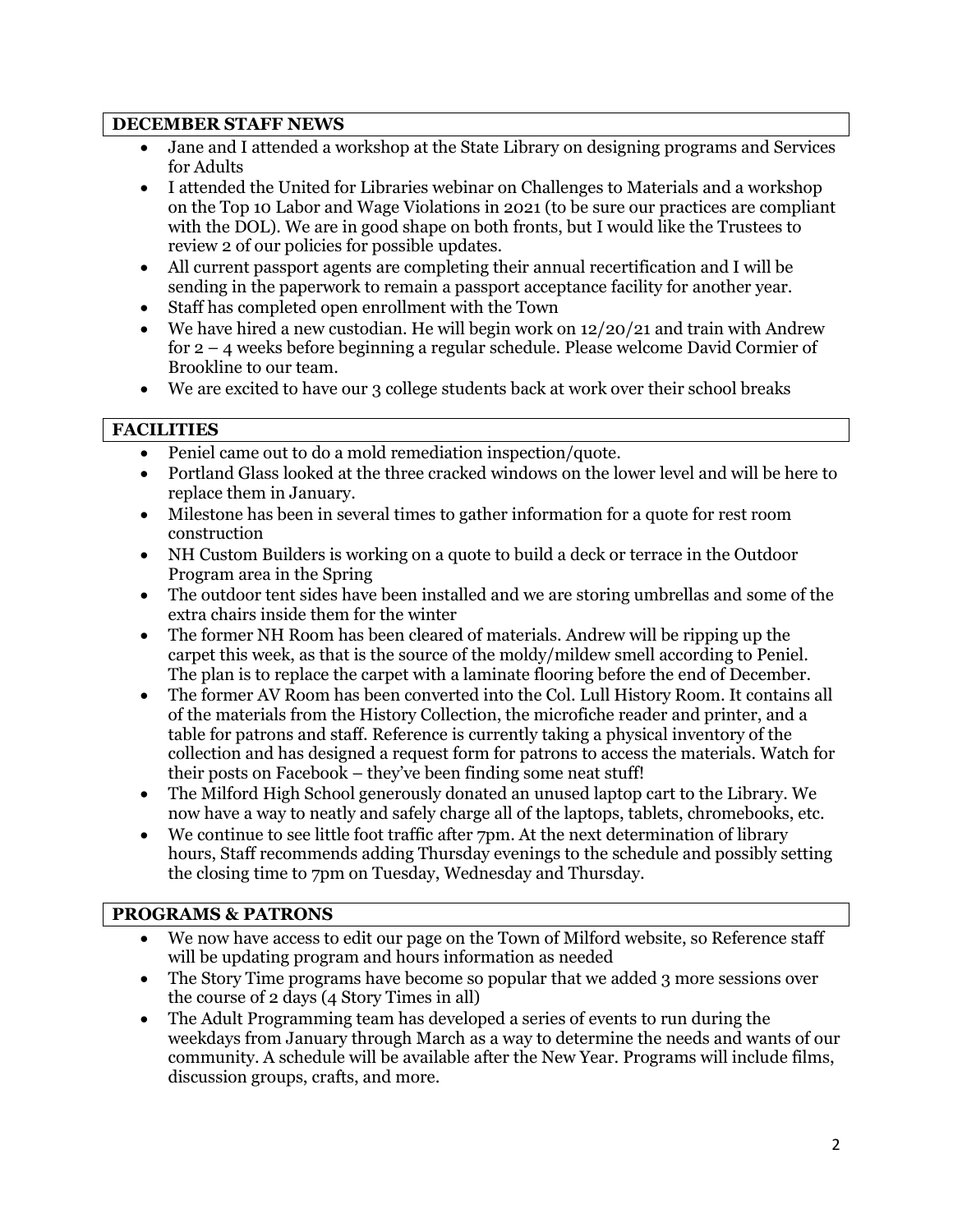## DECEMBER STAFF NEWS

- Jane and I attended a workshop at the State Library on designing programs and Services for Adults
- I attended the United for Libraries webinar on Challenges to Materials and a workshop on the Top 10 Labor and Wage Violations in 2021 (to be sure our practices are compliant with the DOL). We are in good shape on both fronts, but I would like the Trustees to review 2 of our policies for possible updates.
- All current passport agents are completing their annual recertification and I will be sending in the paperwork to remain a passport acceptance facility for another year.
- Staff has completed open enrollment with the Town
- We have hired a new custodian. He will begin work on 12/20/21 and train with Andrew for 2 – 4 weeks before beginning a regular schedule. Please welcome David Cormier of Brookline to our team.
- We are excited to have our 3 college students back at work over their school breaks

## FACILITIES

- Peniel came out to do a mold remediation inspection/quote.
- Portland Glass looked at the three cracked windows on the lower level and will be here to replace them in January.
- Milestone has been in several times to gather information for a quote for rest room construction
- NH Custom Builders is working on a quote to build a deck or terrace in the Outdoor Program area in the Spring
- The outdoor tent sides have been installed and we are storing umbrellas and some of the extra chairs inside them for the winter
- The former NH Room has been cleared of materials. Andrew will be ripping up the carpet this week, as that is the source of the moldy/mildew smell according to Peniel. The plan is to replace the carpet with a laminate flooring before the end of December.
- The former AV Room has been converted into the Col. Lull History Room. It contains all of the materials from the History Collection, the microfiche reader and printer, and a table for patrons and staff. Reference is currently taking a physical inventory of the collection and has designed a request form for patrons to access the materials. Watch for their posts on Facebook – they've been finding some neat stuff!
- The Milford High School generously donated an unused laptop cart to the Library. We now have a way to neatly and safely charge all of the laptops, tablets, chromebooks, etc.
- We continue to see little foot traffic after 7pm. At the next determination of library hours, Staff recommends adding Thursday evenings to the schedule and possibly setting the closing time to 7pm on Tuesday, Wednesday and Thursday.

## PROGRAMS & PATRONS

- We now have access to edit our page on the Town of Milford website, so Reference staff will be updating program and hours information as needed
- The Story Time programs have become so popular that we added 3 more sessions over the course of 2 days (4 Story Times in all)
- The Adult Programming team has developed a series of events to run during the weekdays from January through March as a way to determine the needs and wants of our community. A schedule will be available after the New Year. Programs will include films, discussion groups, crafts, and more.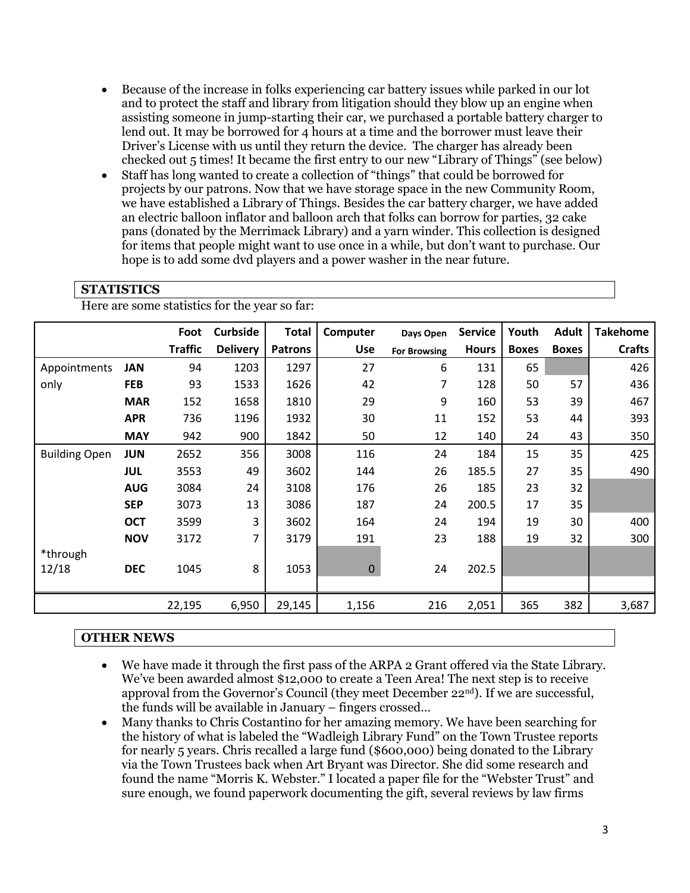- Because of the increase in folks experiencing car battery issues while parked in our lot and to protect the staff and library from litigation should they blow up an engine when assisting someone in jump-starting their car, we purchased a portable battery charger to lend out. It may be borrowed for 4 hours at a time and the borrower must leave their Driver's License with us until they return the device. The charger has already been checked out 5 times! It became the first entry to our new "Library of Things" (see below)
- Staff has long wanted to create a collection of "things" that could be borrowed for projects by our patrons. Now that we have storage space in the new Community Room, we have established a Library of Things. Besides the car battery charger, we have added an electric balloon inflator and balloon arch that folks can borrow for parties, 32 cake pans (donated by the Merrimack Library) and a yarn winder. This collection is designed for items that people might want to use once in a while, but don't want to purchase. Our hope is to add some dvd players and a power washer in the near future.

## STATISTICS

Here are some statistics for the year so far:

| | | Foot Traffic | Curbside Delivery | Total Patrons | Computer Use | Days Open For Browsing | Service Hours | Youth Boxes | Adult Boxes | Takehome Crafts |
|---|---|---|---|---|---|---|---|---|---|---|
| Appointments | **JAN** | 94 | 1203 | 1297 | 27 | 6 | 131 | 65 | | 426 |
| only | **FEB** | 93 | 1533 | 1626 | 42 | 7 | 128 | 50 | 57 | 436 |
| | **MAR** | 152 | 1658 | 1810 | 29 | 9 | 160 | 53 | 39 | 467 |
| | **APR** | 736 | 1196 | 1932 | 30 | 11 | 152 | 53 | 44 | 393 |
| | **MAY** | 942 | 900 | 1842 | 50 | 12 | 140 | 24 | 43 | 350 |
| Building Open | **JUN** | 2652 | 356 | 3008 | 116 | 24 | 184 | 15 | 35 | 425 |
| | **JUL** | 3553 | 49 | 3602 | 144 | 26 | 185.5 | 27 | 35 | 490 |
| | **AUG** | 3084 | 24 | 3108 | 176 | 26 | 185 | 23 | 32 | |
| | **SEP** | 3073 | 13 | 3086 | 187 | 24 | 200.5 | 17 | 35 | |
| | **OCT** | 3599 | 3 | 3602 | 164 | 24 | 194 | 19 | 30 | 400 |
| | **NOV** | 3172 | 7 | 3179 | 191 | 23 | 188 | 19 | 32 | 300 |
| *through 12/18 | **DEC** | 1045 | 8 | 1053 | 0 | 24 | 202.5 | | | |
| | | 22,195 | 6,950 | 29,145 | 1,156 | 216 | 2,051 | 365 | 382 | 3,687 |

## OTHER NEWS

- We have made it through the first pass of the ARPA 2 Grant offered via the State Library. We've been awarded almost $12,000 to create a Teen Area! The next step is to receive approval from the Governor's Council (they meet December 22nd). If we are successful, the funds will be available in January – fingers crossed…
- Many thanks to Chris Costantino for her amazing memory. We have been searching for the history of what is labeled the "Wadleigh Library Fund" on the Town Trustee reports for nearly 5 years. Chris recalled a large fund ($600,000) being donated to the Library via the Town Trustees back when Art Bryant was Director. She did some research and found the name "Morris K. Webster." I located a paper file for the "Webster Trust" and sure enough, we found paperwork documenting the gift, several reviews by law firms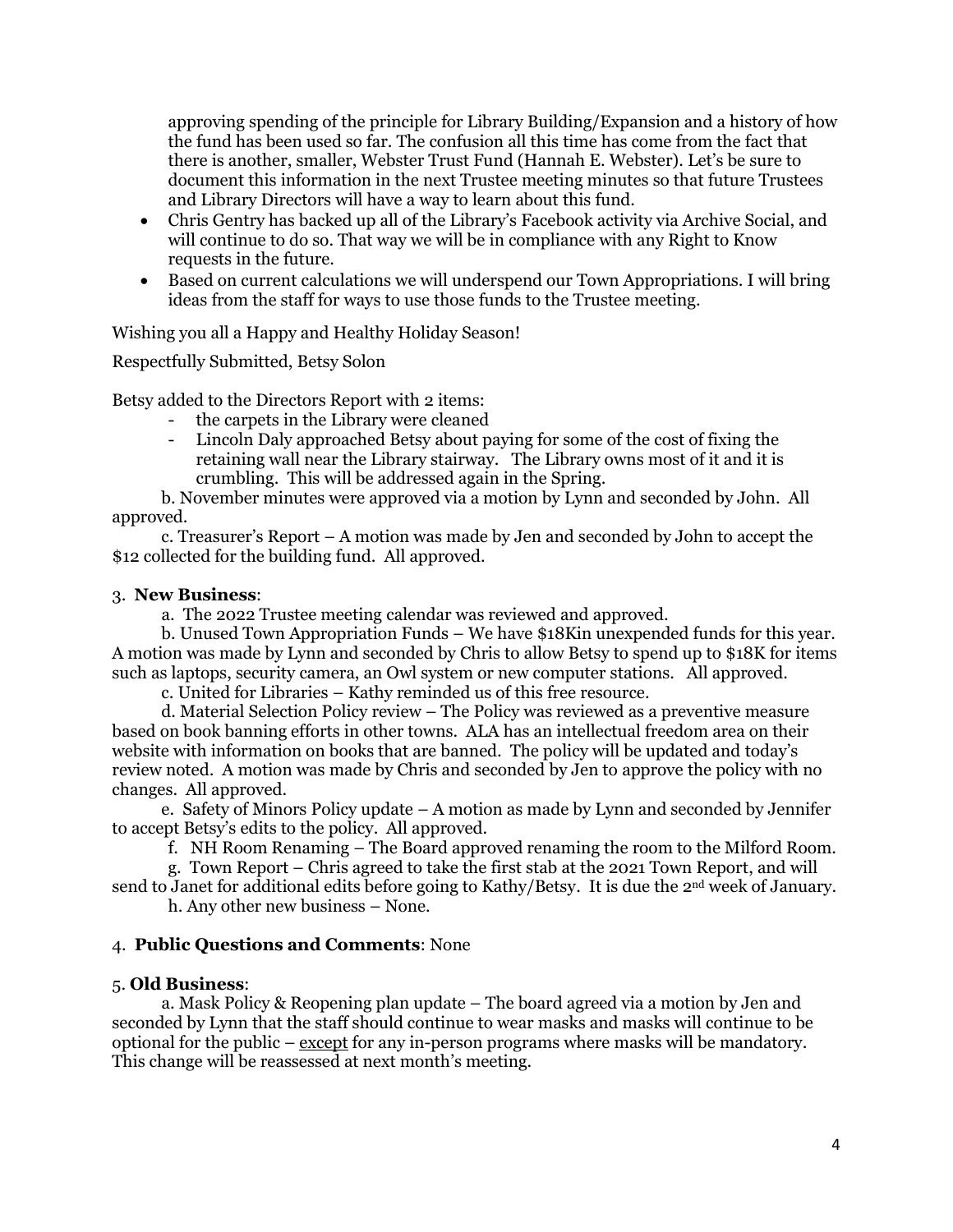approving spending of the principle for Library Building/Expansion and a history of how the fund has been used so far. The confusion all this time has come from the fact that there is another, smaller, Webster Trust Fund (Hannah E. Webster). Let's be sure to document this information in the next Trustee meeting minutes so that future Trustees and Library Directors will have a way to learn about this fund.

- Chris Gentry has backed up all of the Library's Facebook activity via Archive Social, and will continue to do so. That way we will be in compliance with any Right to Know requests in the future.
- Based on current calculations we will underspend our Town Appropriations. I will bring ideas from the staff for ways to use those funds to the Trustee meeting.

Wishing you all a Happy and Healthy Holiday Season!

Respectfully Submitted, Betsy Solon

Betsy added to the Directors Report with 2 items:

- the carpets in the Library were cleaned
- Lincoln Daly approached Betsy about paying for some of the cost of fixing the retaining wall near the Library stairway. The Library owns most of it and it is crumbling. This will be addressed again in the Spring.

b. November minutes were approved via a motion by Lynn and seconded by John. All approved.

c. Treasurer's Report – A motion was made by Jen and seconded by John to accept the $12 collected for the building fund. All approved.

3. **New Business**:

a. The 2022 Trustee meeting calendar was reviewed and approved.

b. Unused Town Appropriation Funds – We have $18Kin unexpended funds for this year. A motion was made by Lynn and seconded by Chris to allow Betsy to spend up to $18K for items such as laptops, security camera, an Owl system or new computer stations. All approved.

c. United for Libraries – Kathy reminded us of this free resource.

d. Material Selection Policy review – The Policy was reviewed as a preventive measure based on book banning efforts in other towns. ALA has an intellectual freedom area on their website with information on books that are banned. The policy will be updated and today's review noted. A motion was made by Chris and seconded by Jen to approve the policy with no changes. All approved.

e. Safety of Minors Policy update – A motion as made by Lynn and seconded by Jennifer to accept Betsy's edits to the policy. All approved.

f. NH Room Renaming – The Board approved renaming the room to the Milford Room.

g. Town Report – Chris agreed to take the first stab at the 2021 Town Report, and will send to Janet for additional edits before going to Kathy/Betsy. It is due the 2nd week of January.

h. Any other new business – None.

4. **Public Questions and Comments**: None

5. **Old Business**:

a. Mask Policy & Reopening plan update – The board agreed via a motion by Jen and seconded by Lynn that the staff should continue to wear masks and masks will continue to be optional for the public – except for any in-person programs where masks will be mandatory. This change will be reassessed at next month's meeting.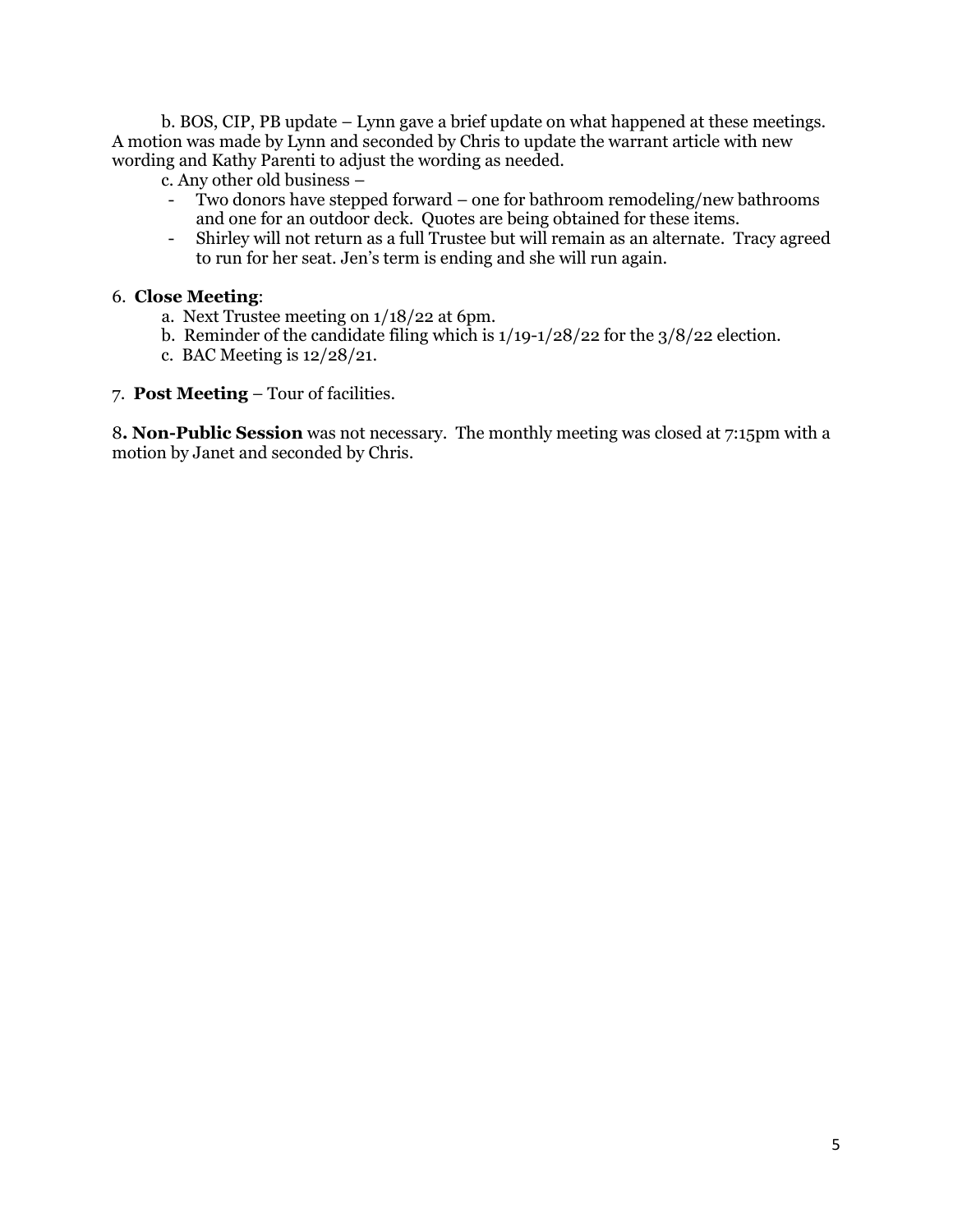b. BOS, CIP, PB update – Lynn gave a brief update on what happened at these meetings. A motion was made by Lynn and seconded by Chris to update the warrant article with new wording and Kathy Parenti to adjust the wording as needed.

c. Any other old business –

- Two donors have stepped forward – one for bathroom remodeling/new bathrooms and one for an outdoor deck. Quotes are being obtained for these items.
- Shirley will not return as a full Trustee but will remain as an alternate. Tracy agreed to run for her seat. Jen's term is ending and she will run again.

6. **Close Meeting**:
   a. Next Trustee meeting on 1/18/22 at 6pm.
   b. Reminder of the candidate filing which is 1/19-1/28/22 for the 3/8/22 election.
   c. BAC Meeting is 12/28/21.

7. **Post Meeting** – Tour of facilities.

8**. Non-Public Session** was not necessary. The monthly meeting was closed at 7:15pm with a motion by Janet and seconded by Chris.